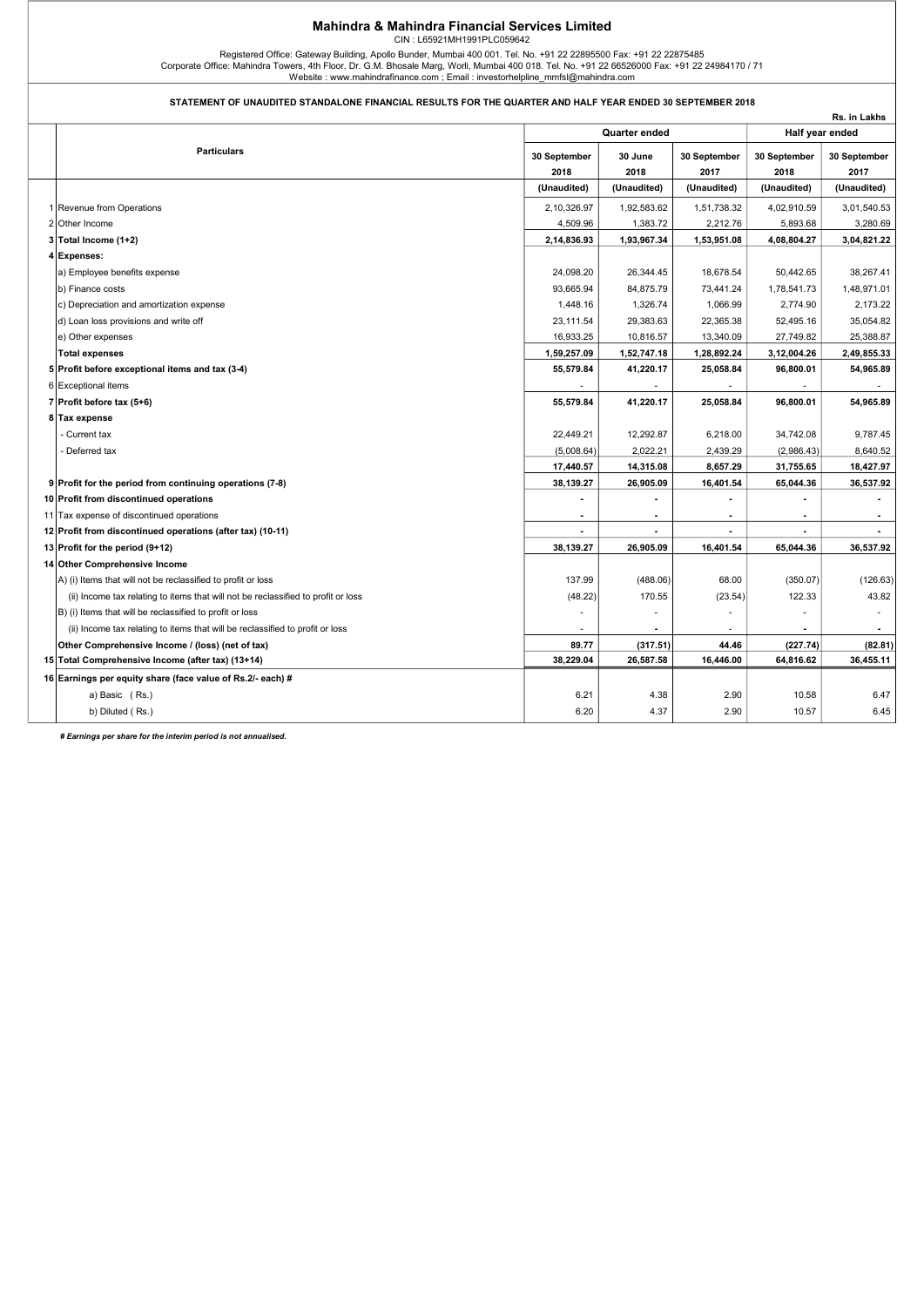# Mahindra & Mahindra Financial Services Limited

CIN : L65921MH1991PLC059642

Registered Office: Gateway Building, Apollo Bunder, Mumbai 400 001. Tel. No. +91 22 22895500 Fax: +91 22 22875485
Corporate Office: Mahindra Towers, 4th Floor, Dr. G.M. Bhosale Marg, Worli, Mumbai 400 018. Tel. No. +91 22 66526000 Fax: +91 22 24984170 / 71
Website : www.mahindrafinance.com ; Email : investorhelpline_mmfsl@mahindra.com

## STATEMENT OF UNAUDITED STANDALONE FINANCIAL RESULTS FOR THE QUARTER AND HALF YEAR ENDED 30 SEPTEMBER 2018

Rs. in Lakhs

| | Particulars | Quarter ended | | | Half year ended | |
|---|---|---|---|---|---|---|
| | | 30 September 2018 | 30 June 2018 | 30 September 2017 | 30 September 2018 | 30 September 2017 |
| | | (Unaudited) | (Unaudited) | (Unaudited) | (Unaudited) | (Unaudited) |
| 1 | Revenue from Operations | 2,10,326.97 | 1,92,583.62 | 1,51,738.32 | 4,02,910.59 | 3,01,540.53 |
| 2 | Other Income | 4,509.96 | 1,383.72 | 2,212.76 | 5,893.68 | 3,280.69 |
| 3 | **Total Income (1+2)** | **2,14,836.93** | **1,93,967.34** | **1,53,951.08** | **4,08,804.27** | **3,04,821.22** |
| 4 | **Expenses:** | | | | | |
| | a) Employee benefits expense | 24,098.20 | 26,344.45 | 18,678.54 | 50,442.65 | 38,267.41 |
| | b) Finance costs | 93,665.94 | 84,875.79 | 73,441.24 | 1,78,541.73 | 1,48,971.01 |
| | c) Depreciation and amortization expense | 1,448.16 | 1,326.74 | 1,066.99 | 2,774.90 | 2,173.22 |
| | d) Loan loss provisions and write off | 23,111.54 | 29,383.63 | 22,365.38 | 52,495.16 | 35,054.82 |
| | e) Other expenses | 16,933.25 | 10,816.57 | 13,340.09 | 27,749.82 | 25,388.87 |
| | **Total expenses** | **1,59,257.09** | **1,52,747.18** | **1,28,892.24** | **3,12,004.26** | **2,49,855.33** |
| 5 | **Profit before exceptional items and tax (3-4)** | **55,579.84** | **41,220.17** | **25,058.84** | **96,800.01** | **54,965.89** |
| 6 | Exceptional items | - | - | - | - | - |
| 7 | **Profit before tax (5+6)** | **55,579.84** | **41,220.17** | **25,058.84** | **96,800.01** | **54,965.89** |
| 8 | **Tax expense** | | | | | |
| | - Current tax | 22,449.21 | 12,292.87 | 6,218.00 | 34,742.08 | 9,787.45 |
| | - Deferred tax | (5,008.64) | 2,022.21 | 2,439.29 | (2,986.43) | 8,640.52 |
| | | **17,440.57** | **14,315.08** | **8,657.29** | **31,755.65** | **18,427.97** |
| 9 | **Profit for the period from continuing operations (7-8)** | **38,139.27** | **26,905.09** | **16,401.54** | **65,044.36** | **36,537.92** |
| 10 | **Profit from discontinued operations** | - | - | - | - | - |
| 11 | Tax expense of discontinued operations | - | - | - | - | - |
| 12 | **Profit from discontinued operations (after tax) (10-11)** | - | - | - | - | - |
| 13 | **Profit for the period (9+12)** | **38,139.27** | **26,905.09** | **16,401.54** | **65,044.36** | **36,537.92** |
| 14 | **Other Comprehensive Income** | | | | | |
| | A) (i) Items that will not be reclassified to profit or loss | 137.99 | (488.06) | 68.00 | (350.07) | (126.63) |
| | (ii) Income tax relating to items that will not be reclassified to profit or loss | (48.22) | 170.55 | (23.54) | 122.33 | 43.82 |
| | B) (i) Items that will be reclassified to profit or loss | - | - | - | - | - |
| | (ii) Income tax relating to items that will be reclassified to profit or loss | - | - | - | - | - |
| | **Other Comprehensive Income / (loss) (net of tax)** | **89.77** | **(317.51)** | **44.46** | **(227.74)** | **(82.81)** |
| 15 | **Total Comprehensive Income (after tax) (13+14)** | **38,229.04** | **26,587.58** | **16,446.00** | **64,816.62** | **36,455.11** |
| 16 | **Earnings per equity share (face value of Rs.2/- each) #** | | | | | |
| | a) Basic ( Rs.) | 6.21 | 4.38 | 2.90 | 10.58 | 6.47 |
| | b) Diluted ( Rs.) | 6.20 | 4.37 | 2.90 | 10.57 | 6.45 |

***# Earnings per share for the interim period is not annualised.***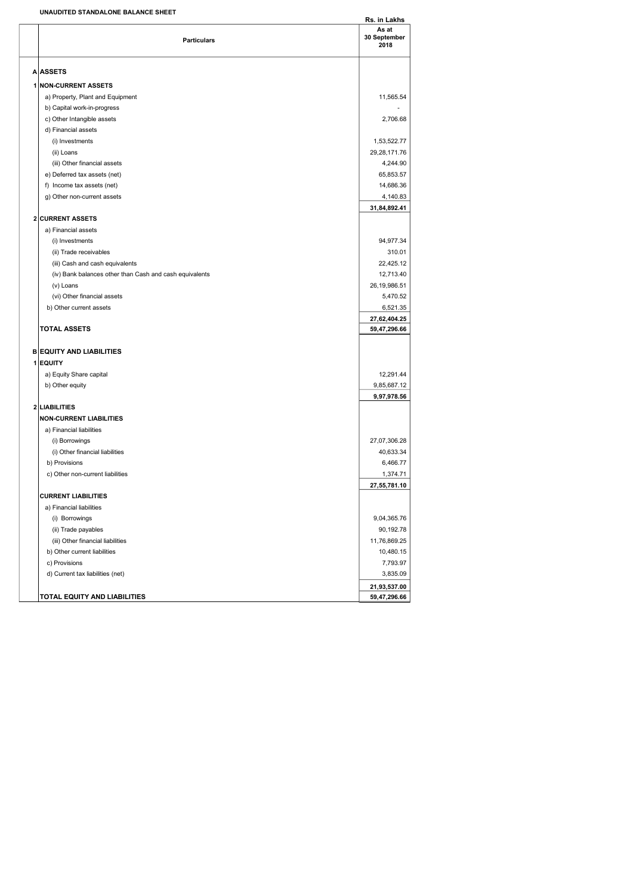**UNAUDITED STANDALONE BALANCE SHEET**

Rs. in Lakhs

| | Particulars | As at 30 September 2018 |
|---|---|---|
| **A** | **ASSETS** | |
| **1** | **NON-CURRENT ASSETS** | |
| | a) Property, Plant and Equipment | 11,565.54 |
| | b) Capital work-in-progress | - |
| | c) Other Intangible assets | 2,706.68 |
| | d) Financial assets | |
| | (i) Investments | 1,53,522.77 |
| | (ii) Loans | 29,28,171.76 |
| | (iii) Other financial assets | 4,244.90 |
| | e) Deferred tax assets (net) | 65,853.57 |
| | f) Income tax assets (net) | 14,686.36 |
| | g) Other non-current assets | 4,140.83 |
| | | **31,84,892.41** |
| **2** | **CURRENT ASSETS** | |
| | a) Financial assets | |
| | (i) Investments | 94,977.34 |
| | (ii) Trade receivables | 310.01 |
| | (iii) Cash and cash equivalents | 22,425.12 |
| | (iv) Bank balances other than Cash and cash equivalents | 12,713.40 |
| | (v) Loans | 26,19,986.51 |
| | (vi) Other financial assets | 5,470.52 |
| | b) Other current assets | 6,521.35 |
| | | **27,62,404.25** |
| | **TOTAL ASSETS** | **59,47,296.66** |
| **B** | **EQUITY AND LIABILITIES** | |
| **1** | **EQUITY** | |
| | a) Equity Share capital | 12,291.44 |
| | b) Other equity | 9,85,687.12 |
| | | **9,97,978.56** |
| **2** | **LIABILITIES** | |
| | **NON-CURRENT LIABILITIES** | |
| | a) Financial liabilities | |
| | (i) Borrowings | 27,07,306.28 |
| | (i) Other financial liabilities | 40,633.34 |
| | b) Provisions | 6,466.77 |
| | c) Other non-current liabilities | 1,374.71 |
| | | **27,55,781.10** |
| | **CURRENT LIABILITIES** | |
| | a) Financial liabilities | |
| | (i) Borrowings | 9,04,365.76 |
| | (ii) Trade payables | 90,192.78 |
| | (iii) Other financial liabilities | 11,76,869.25 |
| | b) Other current liabilities | 10,480.15 |
| | c) Provisions | 7,793.97 |
| | d) Current tax liabilities (net) | 3,835.09 |
| | | **21,93,537.00** |
| | **TOTAL EQUITY AND LIABILITIES** | **59,47,296.66** |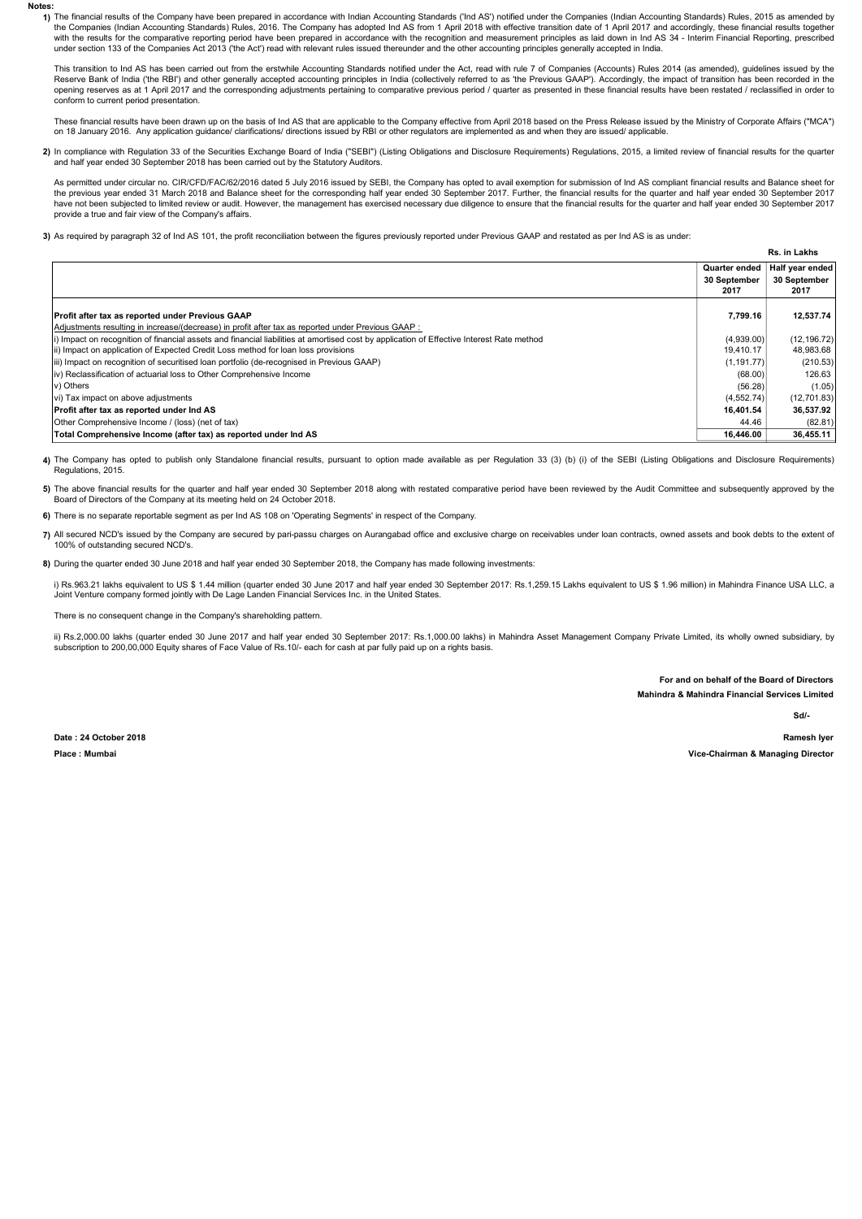**Notes:**

**1)** The financial results of the Company have been prepared in accordance with Indian Accounting Standards ('Ind AS') notified under the Companies (Indian Accounting Standards) Rules, 2015 as amended by the Companies (Indian Accounting Standards) Rules, 2016. The Company has adopted Ind AS from 1 April 2018 with effective transition date of 1 April 2017 and accordingly, these financial results together with the results for the comparative reporting period have been prepared in accordance with the recognition and measurement principles as laid down in Ind AS 34 - Interim Financial Reporting, prescribed under section 133 of the Companies Act 2013 ('the Act') read with relevant rules issued thereunder and the other accounting principles generally accepted in India.

This transition to Ind AS has been carried out from the erstwhile Accounting Standards notified under the Act, read with rule 7 of Companies (Accounts) Rules 2014 (as amended), guidelines issued by the Reserve Bank of India ('the RBI') and other generally accepted accounting principles in India (collectively referred to as 'the Previous GAAP'). Accordingly, the impact of transition has been recorded in the opening reserves as at 1 April 2017 and the corresponding adjustments pertaining to comparative previous period / quarter as presented in these financial results have been restated / reclassified in order to conform to current period presentation.

These financial results have been drawn up on the basis of Ind AS that are applicable to the Company effective from April 2018 based on the Press Release issued by the Ministry of Corporate Affairs ("MCA") on 18 January 2016. Any application guidance/ clarifications/ directions issued by RBI or other regulators are implemented as and when they are issued/ applicable.

**2)** In compliance with Regulation 33 of the Securities Exchange Board of India ("SEBI") (Listing Obligations and Disclosure Requirements) Regulations, 2015, a limited review of financial results for the quarter and half year ended 30 September 2018 has been carried out by the Statutory Auditors.

As permitted under circular no. CIR/CFD/FAC/62/2016 dated 5 July 2016 issued by SEBI, the Company has opted to avail exemption for submission of Ind AS compliant financial results and Balance sheet for the previous year ended 31 March 2018 and Balance sheet for the corresponding half year ended 30 September 2017. Further, the financial results for the quarter and half year ended 30 September 2017 have not been subjected to limited review or audit. However, the management has exercised necessary due diligence to ensure that the financial results for the quarter and half year ended 30 September 2017 provide a true and fair view of the Company's affairs.

**3)** As required by paragraph 32 of Ind AS 101, the profit reconciliation between the figures previously reported under Previous GAAP and restated as per Ind AS is as under:

**Rs. in Lakhs**

| | Quarter ended 30 September 2017 | Half year ended 30 September 2017 |
|---|---|---|
| **Profit after tax as reported under Previous GAAP** | **7,799.16** | **12,537.74** |
| Adjustments resulting in increase/(decrease) in profit after tax as reported under Previous GAAP : | | |
| i) Impact on recognition of financial assets and financial liabilities at amortised cost by application of Effective Interest Rate method | (4,939.00) | (12,196.72) |
| ii) Impact on application of Expected Credit Loss method for loan loss provisions | 19,410.17 | 48,983.68 |
| iii) Impact on recognition of securitised loan portfolio (de-recognised in Previous GAAP) | (1,191.77) | (210.53) |
| iv) Reclassification of actuarial loss to Other Comprehensive Income | (68.00) | 126.63 |
| v) Others | (56.28) | (1.05) |
| vi) Tax impact on above adjustments | (4,552.74) | (12,701.83) |
| **Profit after tax as reported under Ind AS** | **16,401.54** | **36,537.92** |
| Other Comprehensive Income / (loss) (net of tax) | 44.46 | (82.81) |
| **Total Comprehensive Income (after tax) as reported under Ind AS** | **16,446.00** | **36,455.11** |

**4)** The Company has opted to publish only Standalone financial results, pursuant to option made available as per Regulation 33 (3) (b) (i) of the SEBI (Listing Obligations and Disclosure Requirements) Regulations, 2015.

**5)** The above financial results for the quarter and half year ended 30 September 2018 along with restated comparative period have been reviewed by the Audit Committee and subsequently approved by the Board of Directors of the Company at its meeting held on 24 October 2018.

**6)** There is no separate reportable segment as per Ind AS 108 on 'Operating Segments' in respect of the Company.

**7)** All secured NCD's issued by the Company are secured by pari-passu charges on Aurangabad office and exclusive charge on receivables under loan contracts, owned assets and book debts to the extent of 100% of outstanding secured NCD's.

**8)** During the quarter ended 30 June 2018 and half year ended 30 September 2018, the Company has made following investments:

i) Rs.963.21 lakhs equivalent to US $ 1.44 million (quarter ended 30 June 2017 and half year ended 30 September 2017: Rs.1,259.15 Lakhs equivalent to US $ 1.96 million) in Mahindra Finance USA LLC, a Joint Venture company formed jointly with De Lage Landen Financial Services Inc. in the United States.

There is no consequent change in the Company's shareholding pattern.

ii) Rs.2,000.00 lakhs (quarter ended 30 June 2017 and half year ended 30 September 2017: Rs.1,000.00 lakhs) in Mahindra Asset Management Company Private Limited, its wholly owned subsidiary, by subscription to 200,00,000 Equity shares of Face Value of Rs.10/- each for cash at par fully paid up on a rights basis.

**For and on behalf of the Board of Directors**

**Mahindra & Mahindra Financial Services Limited**

**Sd/-**

**Date : 24 October 2018**

**Place : Mumbai**

**Ramesh Iyer**

**Vice-Chairman & Managing Director**